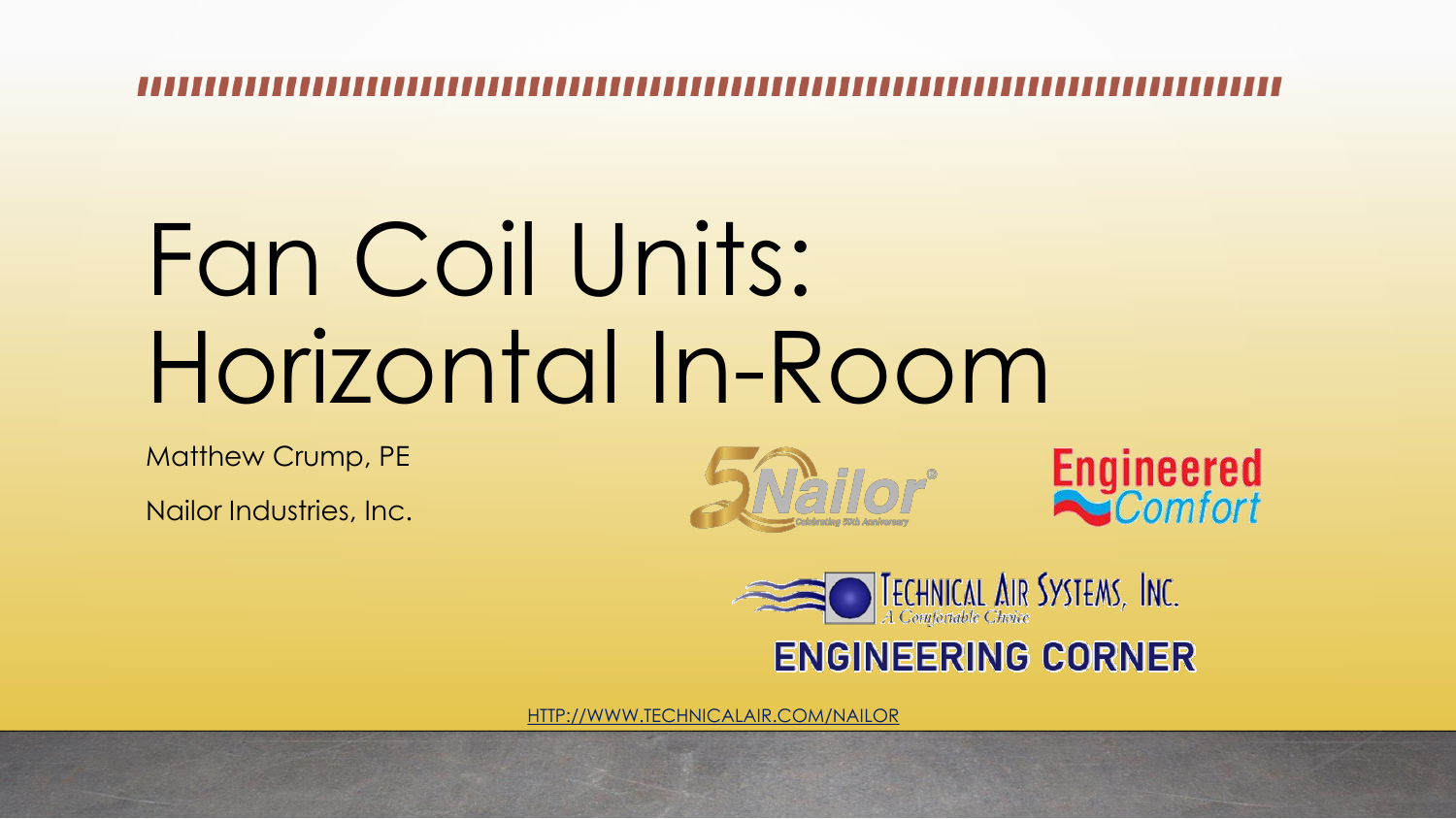# Fan Coil Units: Horizontal In-Room

Matthew Crump, PE

Nailor Industries, Inc.

Nailor Celebrating 50th Anniversary

Engineered Comfort

Technical Air Systems, Inc.
A Comfortable Choice

ENGINEERING CORNER

HTTP://WWW.TECHNICALAIR.COM/NAILOR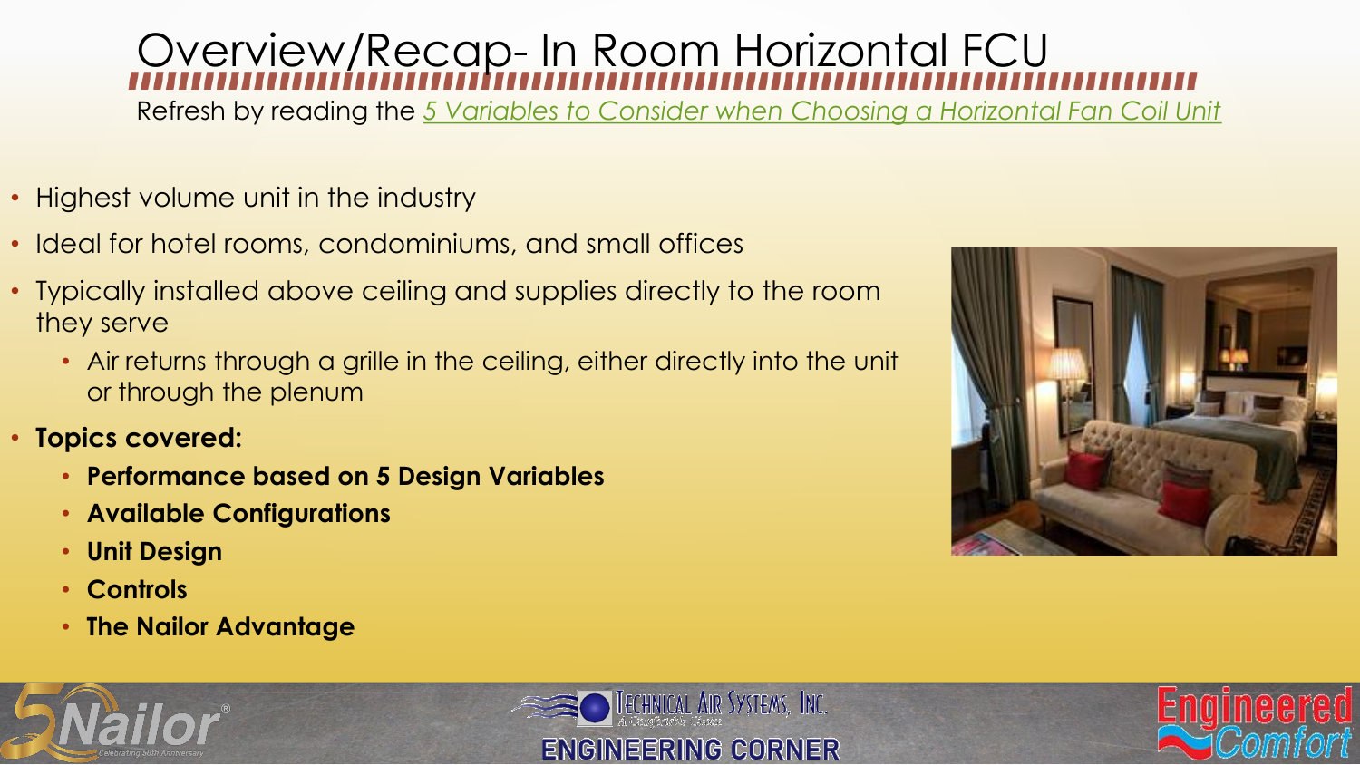# Overview/Recap- In Room Horizontal FCU

Refresh by reading the _5 Variables to Consider when Choosing a Horizontal Fan Coil Unit_

- Highest volume unit in the industry
- Ideal for hotel rooms, condominiums, and small offices
- Typically installed above ceiling and supplies directly to the room they serve
  - Air returns through a grille in the ceiling, either directly into the unit or through the plenum
- **Topics covered:**
  - **Performance based on 5 Design Variables**
  - **Available Configurations**
  - **Unit Design**
  - **Controls**
  - **The Nailor Advantage**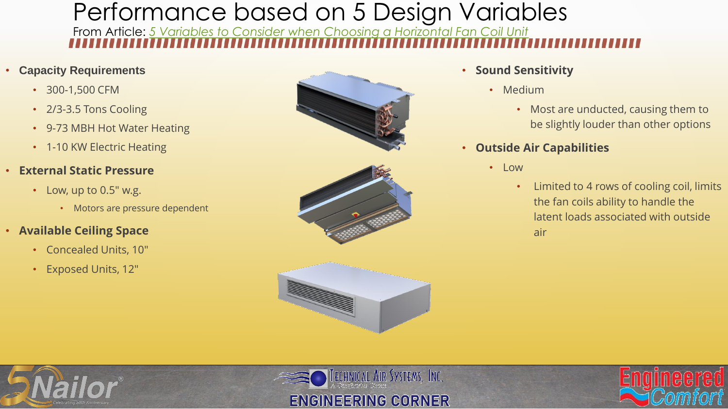# Performance based on 5 Design Variables

From Article: *5 Variables to Consider when Choosing a Horizontal Fan Coil Unit*

- **Capacity Requirements**
  - 300-1,500 CFM
  - 2/3-3.5 Tons Cooling
  - 9-73 MBH Hot Water Heating
  - 1-10 KW Electric Heating
- **External Static Pressure**
  - Low, up to 0.5" w.g.
    - Motors are pressure dependent
- **Available Ceiling Space**
  - Concealed Units, 10"
  - Exposed Units, 12"
- **Sound Sensitivity**
  - Medium
    - Most are unducted, causing them to be slightly louder than other options
- **Outside Air Capabilities**
  - Low
    - Limited to 4 rows of cooling coil, limits the fan coils ability to handle the latent loads associated with outside air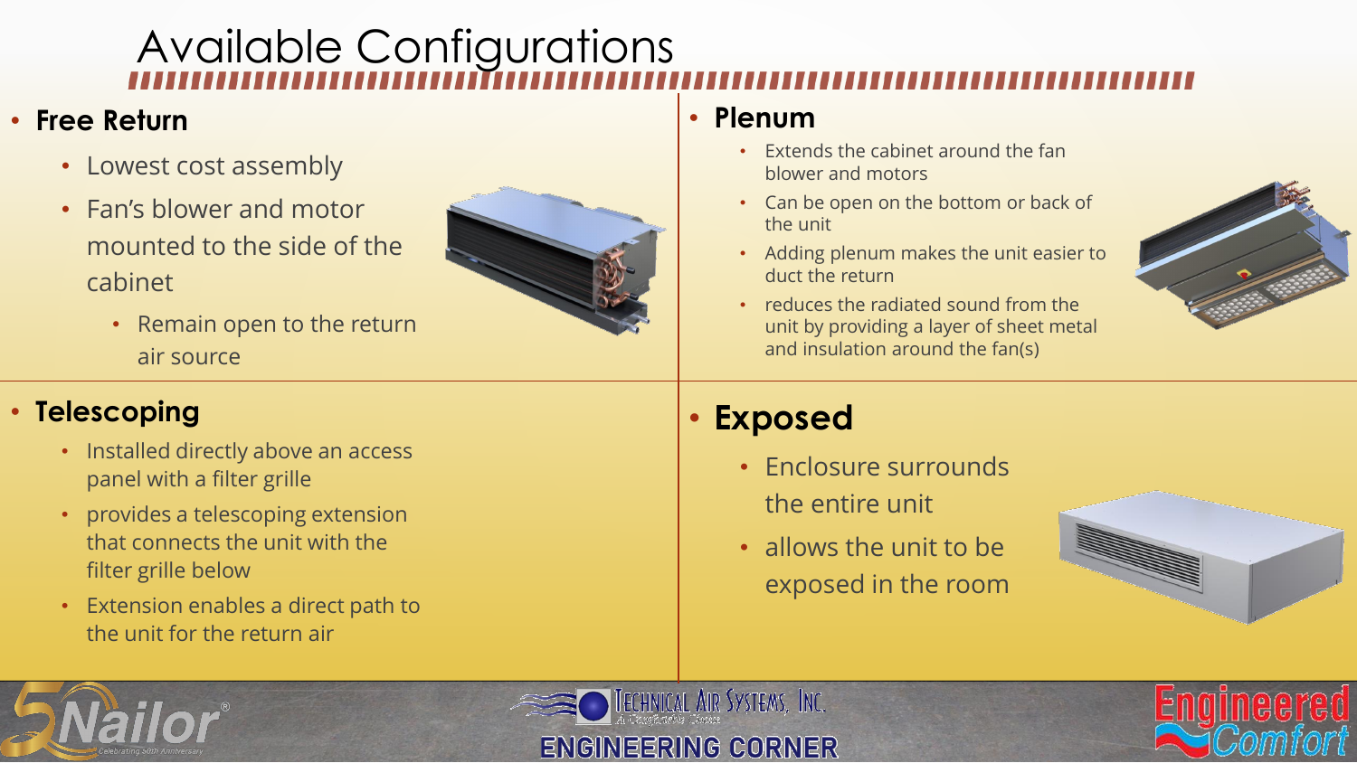# Available Configurations

- **Free Return**
  - Lowest cost assembly
  - Fan's blower and motor mounted to the side of the cabinet
    - Remain open to the return air source

- **Plenum**
  - Extends the cabinet around the fan blower and motors
  - Can be open on the bottom or back of the unit
  - Adding plenum makes the unit easier to duct the return
  - reduces the radiated sound from the unit by providing a layer of sheet metal and insulation around the fan(s)

- **Telescoping**
  - Installed directly above an access panel with a filter grille
  - provides a telescoping extension that connects the unit with the filter grille below
  - Extension enables a direct path to the unit for the return air

- **Exposed**
  - Enclosure surrounds the entire unit
  - allows the unit to be exposed in the room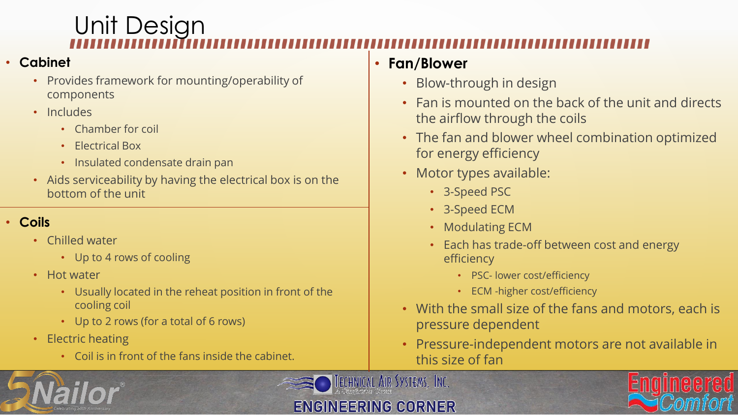# Unit Design

- **Cabinet**
  - Provides framework for mounting/operability of components
  - Includes
    - Chamber for coil
    - Electrical Box
    - Insulated condensate drain pan
  - Aids serviceability by having the electrical box is on the bottom of the unit

- **Coils**
  - Chilled water
    - Up to 4 rows of cooling
  - Hot water
    - Usually located in the reheat position in front of the cooling coil
    - Up to 2 rows (for a total of 6 rows)
  - Electric heating
    - Coil is in front of the fans inside the cabinet.

- **Fan/Blower**
  - Blow-through in design
  - Fan is mounted on the back of the unit and directs the airflow through the coils
  - The fan and blower wheel combination optimized for energy efficiency
  - Motor types available:
    - 3-Speed PSC
    - 3-Speed ECM
    - Modulating ECM
    - Each has trade-off between cost and energy efficiency
      - PSC- lower cost/efficiency
      - ECM -higher cost/efficiency
  - With the small size of the fans and motors, each is pressure dependent
  - Pressure-independent motors are not available in this size of fan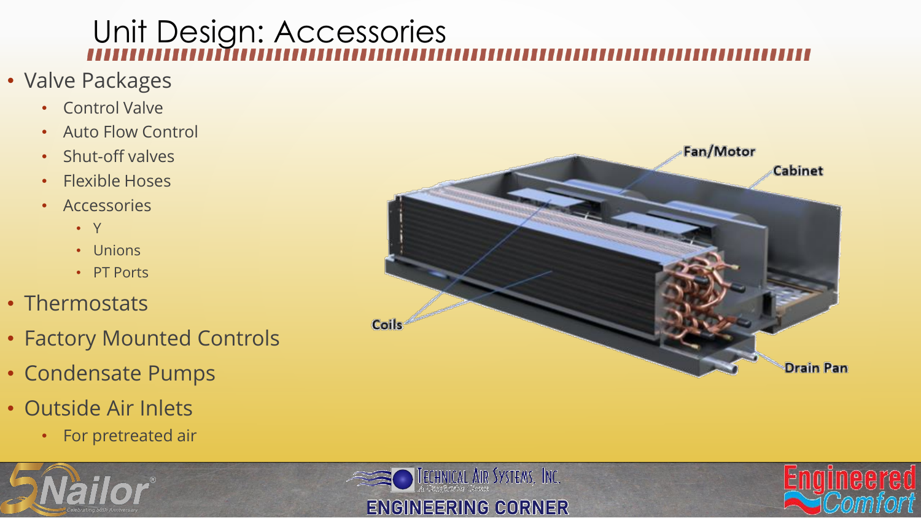# Unit Design: Accessories

- Valve Packages
  - Control Valve
  - Auto Flow Control
  - Shut-off valves
  - Flexible Hoses
  - Accessories
    - Y
    - Unions
    - PT Ports
- Thermostats
- Factory Mounted Controls
- Condensate Pumps
- Outside Air Inlets
  - For pretreated air

Fan/Motor

Cabinet

Coils

Drain Pan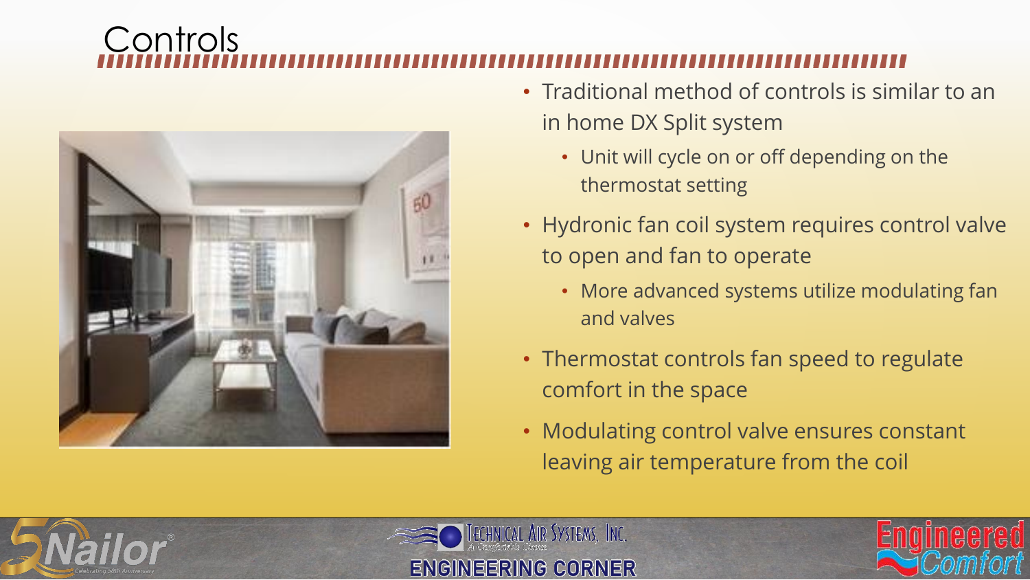# Controls

- Traditional method of controls is similar to an in home DX Split system
  - Unit will cycle on or off depending on the thermostat setting
- Hydronic fan coil system requires control valve to open and fan to operate
  - More advanced systems utilize modulating fan and valves
- Thermostat controls fan speed to regulate comfort in the space
- Modulating control valve ensures constant leaving air temperature from the coil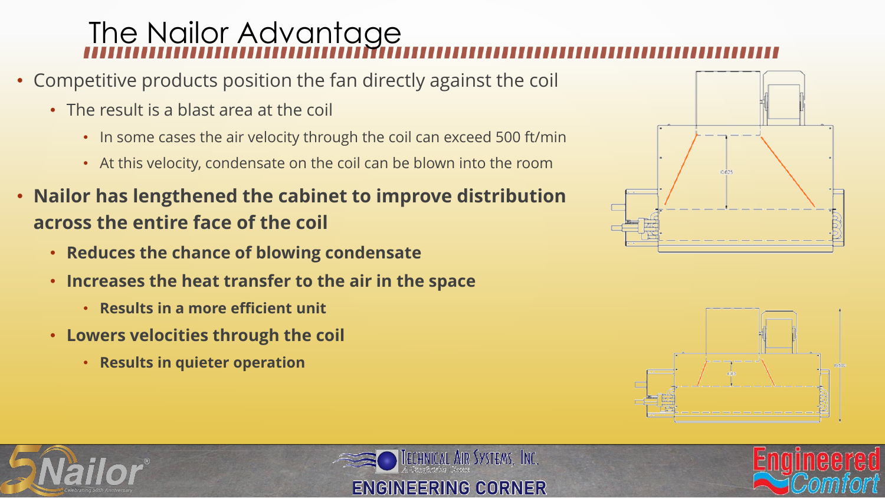# The Nailor Advantage

- Competitive products position the fan directly against the coil
  - The result is a blast area at the coil
    - In some cases the air velocity through the coil can exceed 500 ft/min
    - At this velocity, condensate on the coil can be blown into the room
- **Nailor has lengthened the cabinet to improve distribution across the entire face of the coil**
  - **Reduces the chance of blowing condensate**
  - **Increases the heat transfer to the air in the space**
    - **Results in a more efficient unit**
  - **Lowers velocities through the coil**
    - **Results in quieter operation**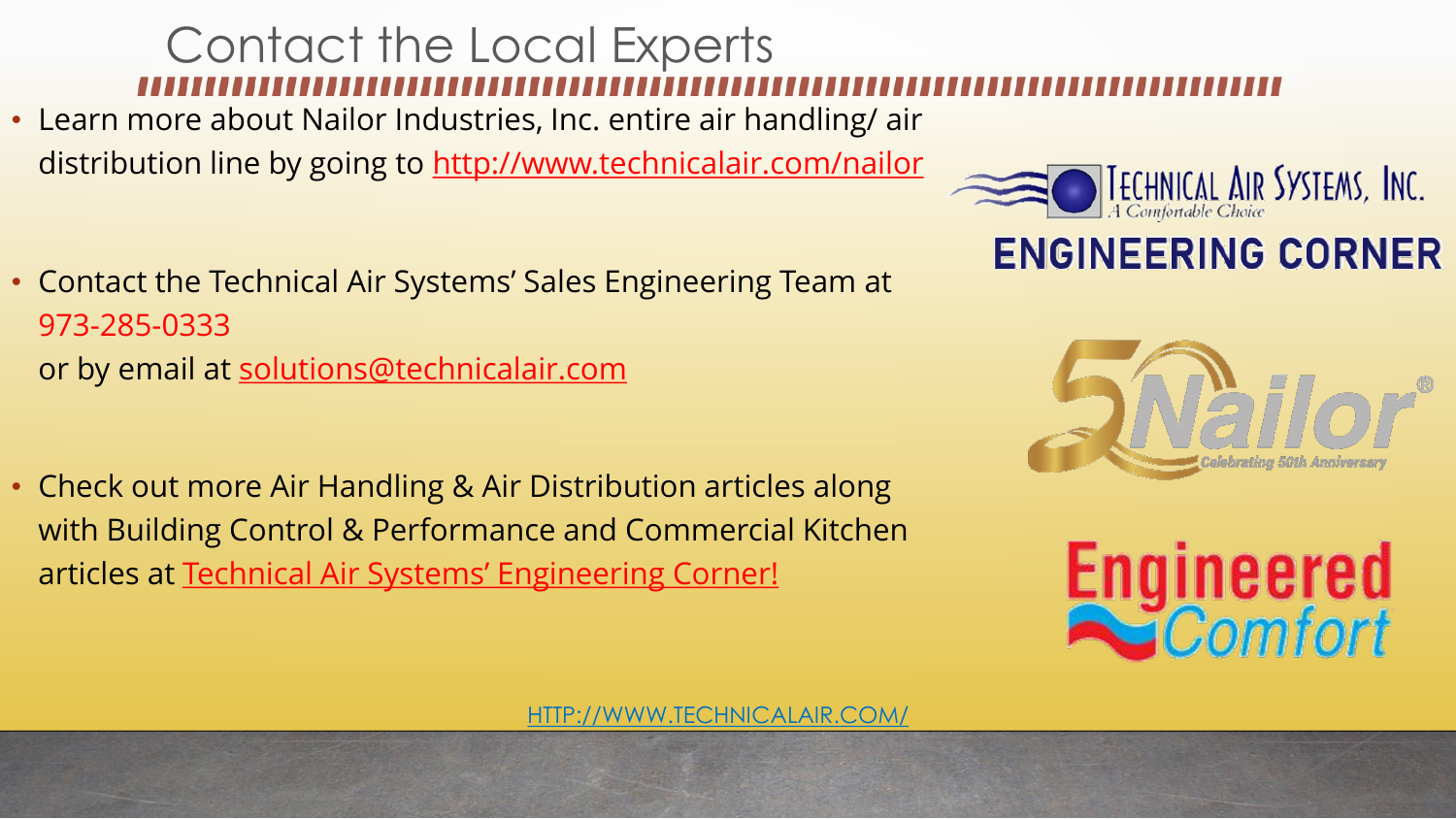# Contact the Local Experts

- Learn more about Nailor Industries, Inc. entire air handling/ air distribution line by going to http://www.technicalair.com/nailor

- Contact the Technical Air Systems' Sales Engineering Team at 973-285-0333
  or by email at solutions@technicalair.com

- Check out more Air Handling & Air Distribution articles along with Building Control & Performance and Commercial Kitchen articles at Technical Air Systems' Engineering Corner!

Technical Air Systems, Inc.
A Comfortable Choice

ENGINEERING CORNER

50 Nailor®
Celebrating 50th Anniversary

Engineered Comfort

HTTP://WWW.TECHNICALAIR.COM/